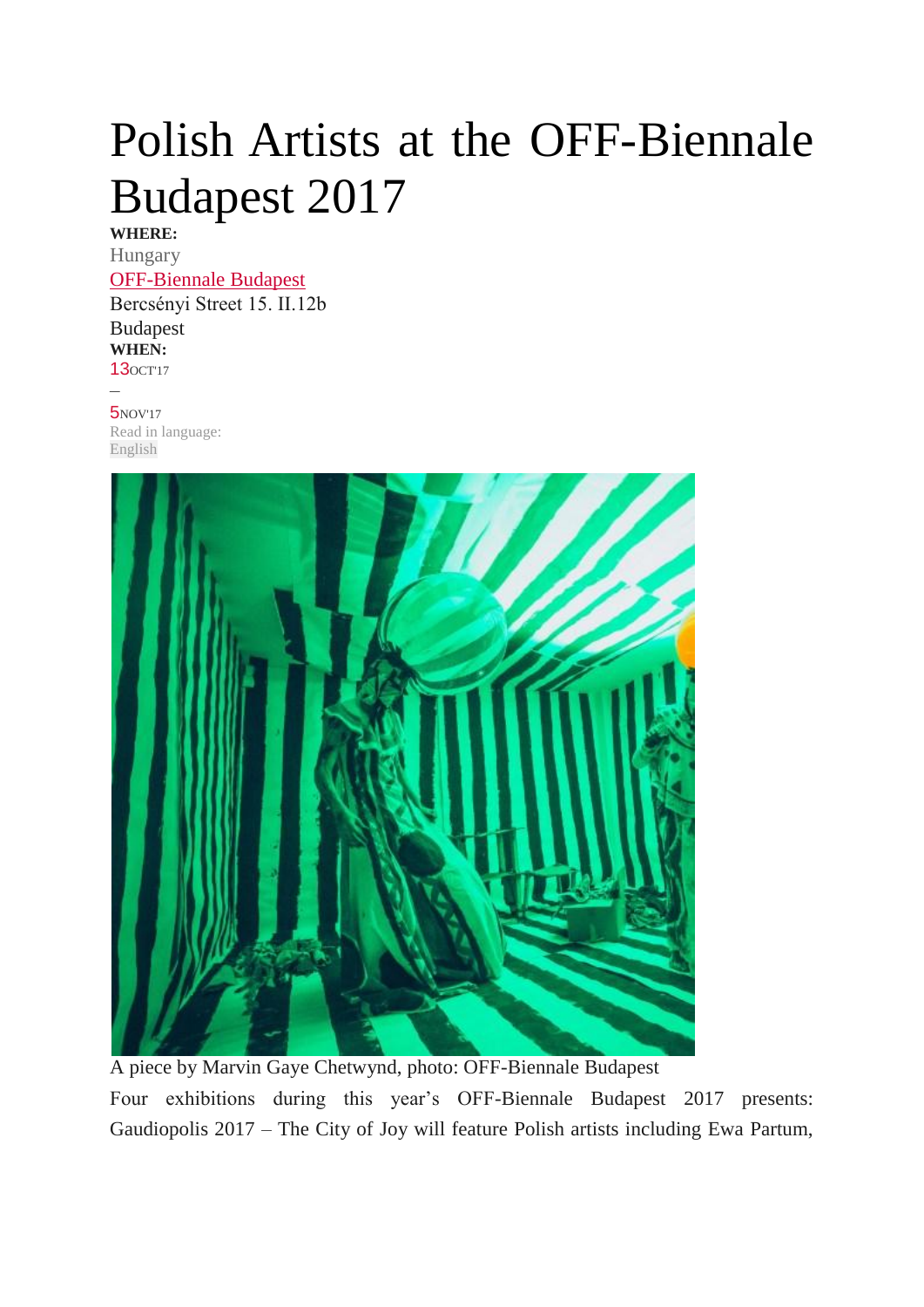# Polish Artists at the OFF-Biennale Budapest 2017

**WHERE:**

Hungary

OFF-Biennale Budapest

Bercsényi Street 15. II.12b

Budapest

**WHEN:**

13OCT'17

–

5NOV'17

Read in language:

English

A piece by Marvin Gaye Chetwynd, photo: OFF-Biennale Budapest

Four exhibitions during this year's OFF-Biennale Budapest 2017 presents: Gaudiopolis 2017 – The City of Joy will feature Polish artists including Ewa Partum,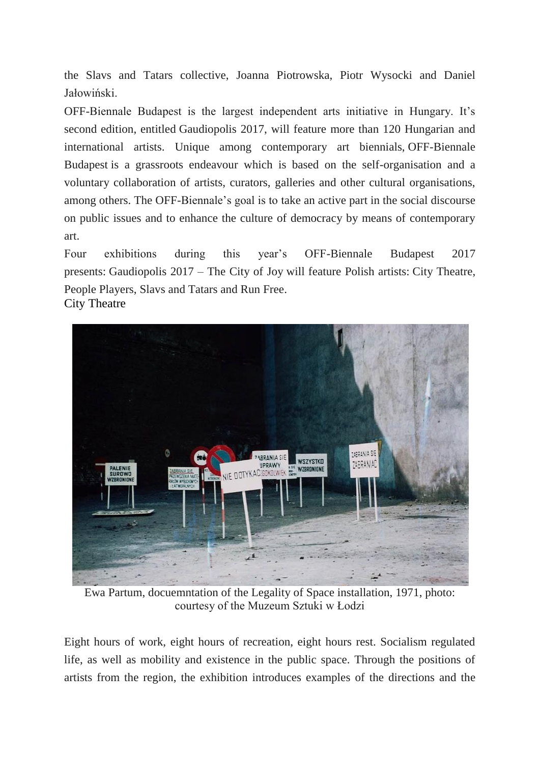the Slavs and Tatars collective, Joanna Piotrowska, Piotr Wysocki and Daniel Jałowiński.

OFF-Biennale Budapest is the largest independent arts initiative in Hungary. It's second edition, entitled Gaudiopolis 2017, will feature more than 120 Hungarian and international artists. Unique among contemporary art biennials, OFF-Biennale Budapest is a grassroots endeavour which is based on the self-organisation and a voluntary collaboration of artists, curators, galleries and other cultural organisations, among others. The OFF-Biennale's goal is to take an active part in the social discourse on public issues and to enhance the culture of democracy by means of contemporary art.

Four exhibitions during this year's OFF-Biennale Budapest 2017 presents: Gaudiopolis 2017 – The City of Joy will feature Polish artists: City Theatre, People Players, Slavs and Tatars and Run Free.

## City Theatre

Ewa Partum, docuemntation of the Legality of Space installation, 1971, photo: courtesy of the Muzeum Sztuki w Łodzi

Eight hours of work, eight hours of recreation, eight hours rest. Socialism regulated life, as well as mobility and existence in the public space. Through the positions of artists from the region, the exhibition introduces examples of the directions and the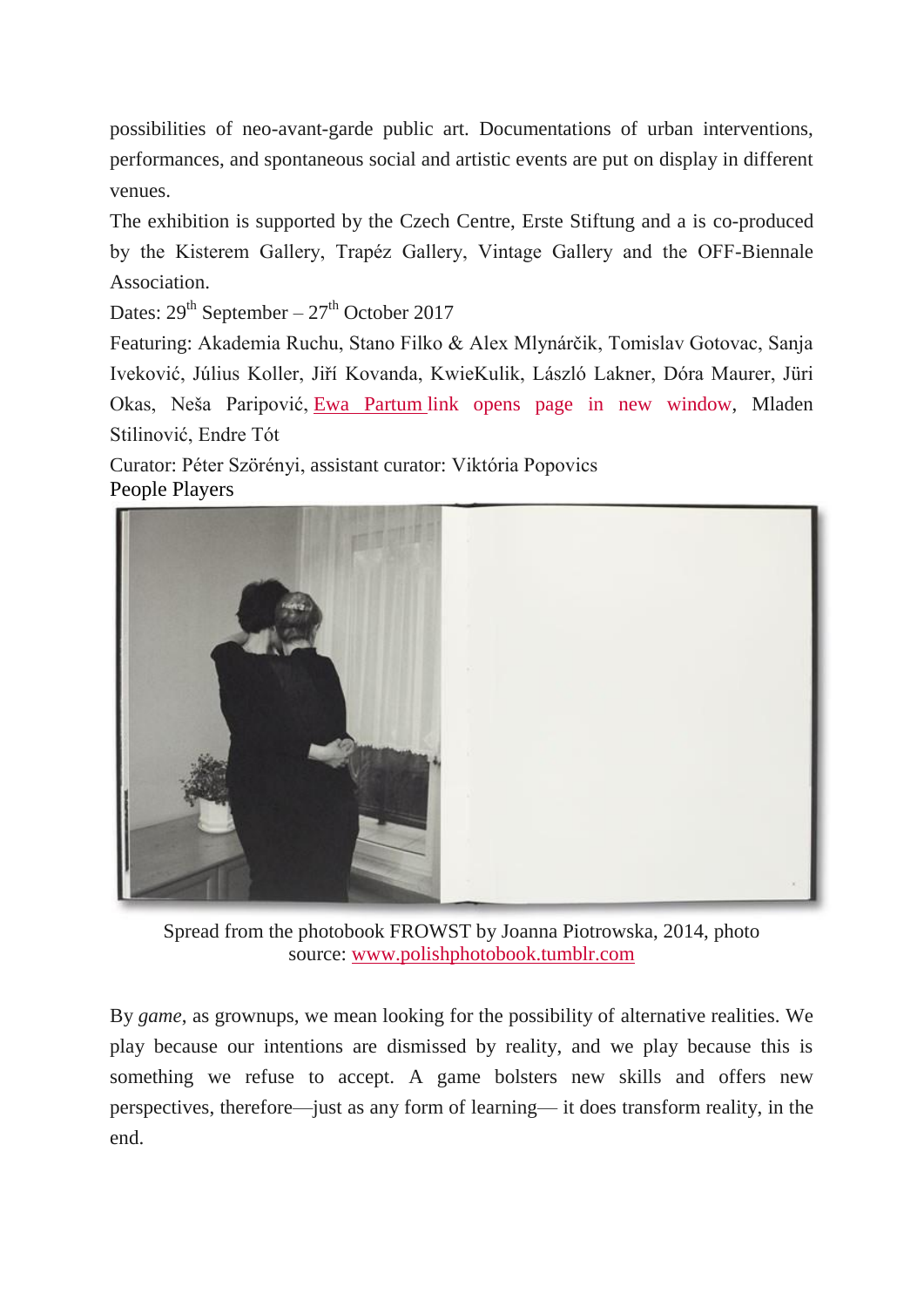possibilities of neo-avant-garde public art. Documentations of urban interventions, performances, and spontaneous social and artistic events are put on display in different venues.

The exhibition is supported by the Czech Centre, Erste Stiftung and a is co-produced by the Kisterem Gallery, Trapéz Gallery, Vintage Gallery and the OFF-Biennale Association.

Dates: 29th September – 27th October 2017

Featuring: Akademia Ruchu, Stano Filko & Alex Mlynárčik, Tomislav Gotovac, Sanja Iveković, Július Koller, Jiří Kovanda, KwieKulik, László Lakner, Dóra Maurer, Jüri Okas, Neša Paripović, Ewa Partum link opens page in new window, Mladen Stilinović, Endre Tót

Curator: Péter Szörényi, assistant curator: Viktória Popovics

## People Players

Spread from the photobook FROWST by Joanna Piotrowska, 2014, photo source: www.polishphotobook.tumblr.com

By *game*, as grownups, we mean looking for the possibility of alternative realities. We play because our intentions are dismissed by reality, and we play because this is something we refuse to accept. A game bolsters new skills and offers new perspectives, therefore—just as any form of learning— it does transform reality, in the end.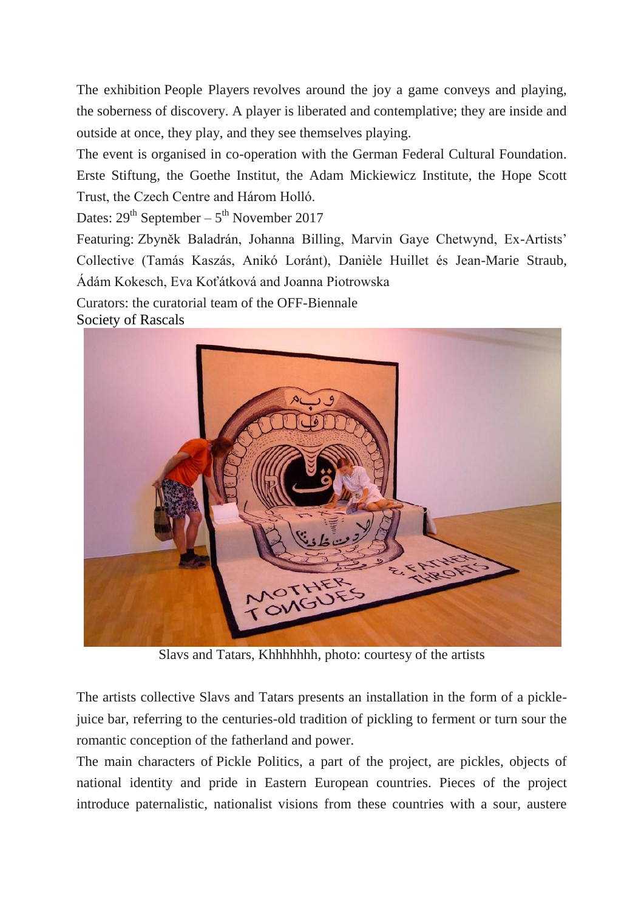The exhibition People Players revolves around the joy a game conveys and playing, the soberness of discovery. A player is liberated and contemplative; they are inside and outside at once, they play, and they see themselves playing.

The event is organised in co-operation with the German Federal Cultural Foundation. Erste Stiftung, the Goethe Institut, the Adam Mickiewicz Institute, the Hope Scott Trust, the Czech Centre and Három Holló.

Dates: 29th September – 5th November 2017

Featuring: Zbyněk Baladrán, Johanna Billing, Marvin Gaye Chetwynd, Ex-Artists' Collective (Tamás Kaszás, Anikó Loránt), Danièle Huillet és Jean-Marie Straub, Ádám Kokesch, Eva Koťátková and Joanna Piotrowska

Curators: the curatorial team of the OFF-Biennale

Society of Rascals

Slavs and Tatars, Khhhhhhh, photo: courtesy of the artists

The artists collective Slavs and Tatars presents an installation in the form of a pickle-juice bar, referring to the centuries-old tradition of pickling to ferment or turn sour the romantic conception of the fatherland and power.

The main characters of Pickle Politics, a part of the project, are pickles, objects of national identity and pride in Eastern European countries. Pieces of the project introduce paternalistic, nationalist visions from these countries with a sour, austere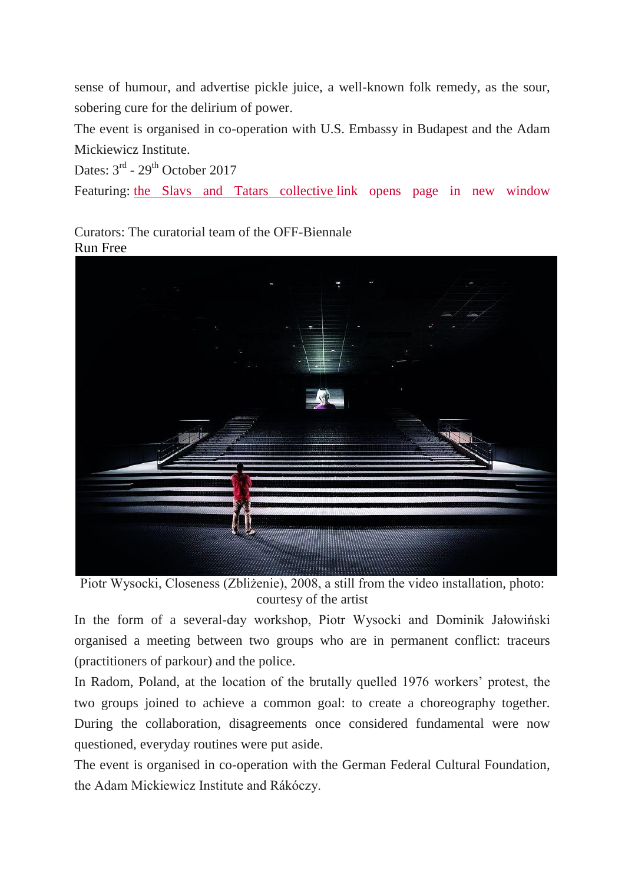sense of humour, and advertise pickle juice, a well-known folk remedy, as the sour, sobering cure for the delirium of power.

The event is organised in co-operation with U.S. Embassy in Budapest and the Adam Mickiewicz Institute.

Dates: 3rd - 29th October 2017

Featuring: the Slavs and Tatars collective link opens page in new window

Curators: The curatorial team of the OFF-Biennale

Run Free

Piotr Wysocki, Closeness (Zbliżenie), 2008, a still from the video installation, photo: courtesy of the artist

In the form of a several-day workshop, Piotr Wysocki and Dominik Jałowiński organised a meeting between two groups who are in permanent conflict: traceurs (practitioners of parkour) and the police.

In Radom, Poland, at the location of the brutally quelled 1976 workers' protest, the two groups joined to achieve a common goal: to create a choreography together. During the collaboration, disagreements once considered fundamental were now questioned, everyday routines were put aside.

The event is organised in co-operation with the German Federal Cultural Foundation, the Adam Mickiewicz Institute and Rákóczy.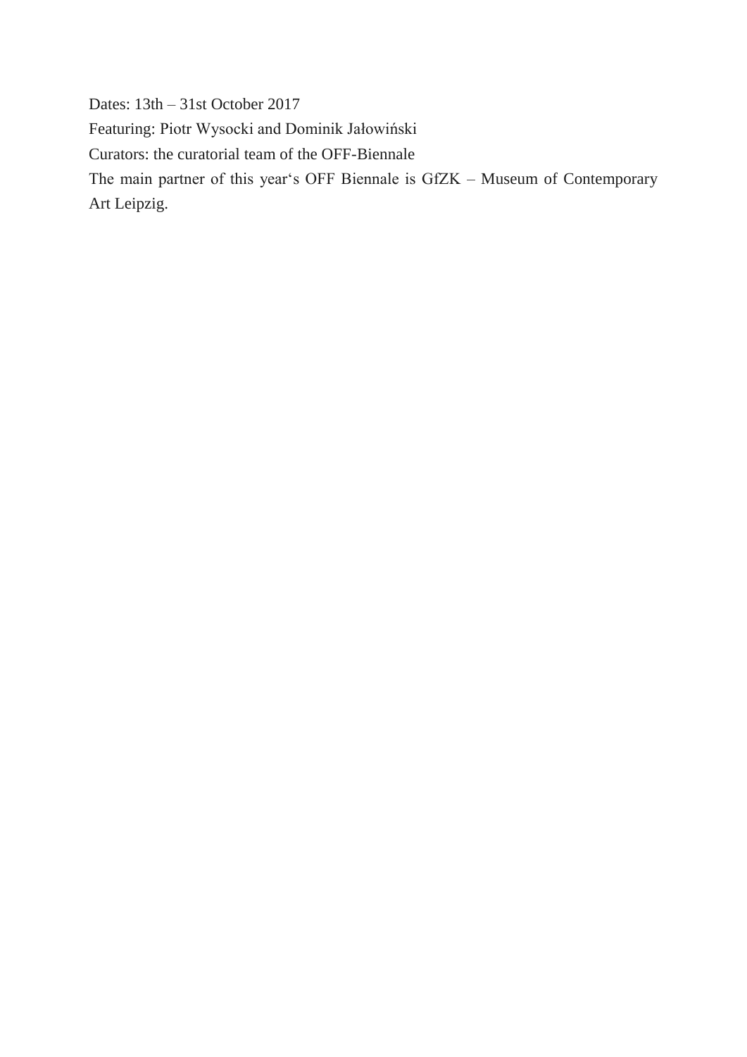Dates: 13th – 31st October 2017

Featuring: Piotr Wysocki and Dominik Jałowiński

Curators: the curatorial team of the OFF-Biennale

The main partner of this year‘s OFF Biennale is GfZK – Museum of Contemporary Art Leipzig.